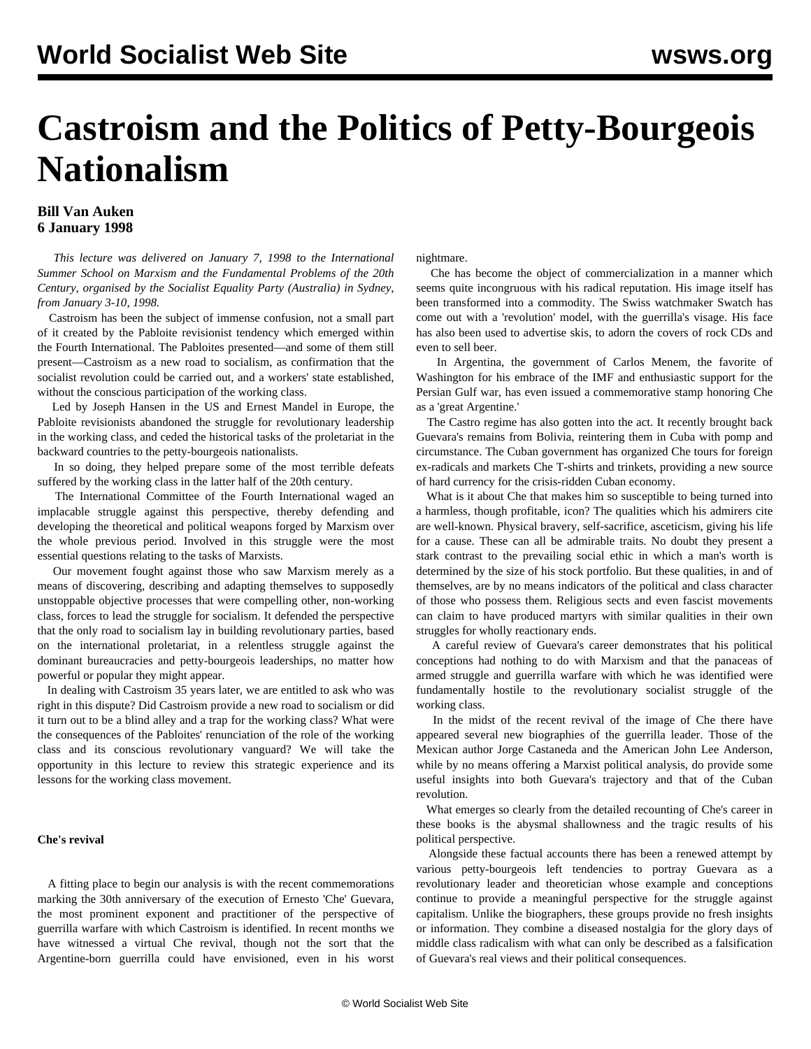# Castroism and the Politics of Petty-Bourgeois Nationalism

**Bill Van Auken**
**6 January 1998**

*This lecture was delivered on January 7, 1998 to the International Summer School on Marxism and the Fundamental Problems of the 20th Century, organised by the Socialist Equality Party (Australia) in Sydney, from January 3-10, 1998.*

Castroism has been the subject of immense confusion, not a small part of it created by the Pabloite revisionist tendency which emerged within the Fourth International. The Pabloites presented—and some of them still present—Castroism as a new road to socialism, as confirmation that the socialist revolution could be carried out, and a workers' state established, without the conscious participation of the working class.

Led by Joseph Hansen in the US and Ernest Mandel in Europe, the Pabloite revisionists abandoned the struggle for revolutionary leadership in the working class, and ceded the historical tasks of the proletariat in the backward countries to the petty-bourgeois nationalists.

In so doing, they helped prepare some of the most terrible defeats suffered by the working class in the latter half of the 20th century.

The International Committee of the Fourth International waged an implacable struggle against this perspective, thereby defending and developing the theoretical and political weapons forged by Marxism over the whole previous period. Involved in this struggle were the most essential questions relating to the tasks of Marxists.

Our movement fought against those who saw Marxism merely as a means of discovering, describing and adapting themselves to supposedly unstoppable objective processes that were compelling other, non-working class, forces to lead the struggle for socialism. It defended the perspective that the only road to socialism lay in building revolutionary parties, based on the international proletariat, in a relentless struggle against the dominant bureaucracies and petty-bourgeois leaderships, no matter how powerful or popular they might appear.

In dealing with Castroism 35 years later, we are entitled to ask who was right in this dispute? Did Castroism provide a new road to socialism or did it turn out to be a blind alley and a trap for the working class? What were the consequences of the Pabloites' renunciation of the role of the working class and its conscious revolutionary vanguard? We will take the opportunity in this lecture to review this strategic experience and its lessons for the working class movement.

**Che's revival**

A fitting place to begin our analysis is with the recent commemorations marking the 30th anniversary of the execution of Ernesto 'Che' Guevara, the most prominent exponent and practitioner of the perspective of guerrilla warfare with which Castroism is identified. In recent months we have witnessed a virtual Che revival, though not the sort that the Argentine-born guerrilla could have envisioned, even in his worst nightmare.

Che has become the object of commercialization in a manner which seems quite incongruous with his radical reputation. His image itself has been transformed into a commodity. The Swiss watchmaker Swatch has come out with a 'revolution' model, with the guerrilla's visage. His face has also been used to advertise skis, to adorn the covers of rock CDs and even to sell beer.

In Argentina, the government of Carlos Menem, the favorite of Washington for his embrace of the IMF and enthusiastic support for the Persian Gulf war, has even issued a commemorative stamp honoring Che as a 'great Argentine.'

The Castro regime has also gotten into the act. It recently brought back Guevara's remains from Bolivia, reinterring them in Cuba with pomp and circumstance. The Cuban government has organized Che tours for foreign ex-radicals and markets Che T-shirts and trinkets, providing a new source of hard currency for the crisis-ridden Cuban economy.

What is it about Che that makes him so susceptible to being turned into a harmless, though profitable, icon? The qualities which his admirers cite are well-known. Physical bravery, self-sacrifice, asceticism, giving his life for a cause. These can all be admirable traits. No doubt they present a stark contrast to the prevailing social ethic in which a man's worth is determined by the size of his stock portfolio. But these qualities, in and of themselves, are by no means indicators of the political and class character of those who possess them. Religious sects and even fascist movements can claim to have produced martyrs with similar qualities in their own struggles for wholly reactionary ends.

A careful review of Guevara's career demonstrates that his political conceptions had nothing to do with Marxism and that the panaceas of armed struggle and guerrilla warfare with which he was identified were fundamentally hostile to the revolutionary socialist struggle of the working class.

In the midst of the recent revival of the image of Che there have appeared several new biographies of the guerrilla leader. Those of the Mexican author Jorge Castaneda and the American John Lee Anderson, while by no means offering a Marxist political analysis, do provide some useful insights into both Guevara's trajectory and that of the Cuban revolution.

What emerges so clearly from the detailed recounting of Che's career in these books is the abysmal shallowness and the tragic results of his political perspective.

Alongside these factual accounts there has been a renewed attempt by various petty-bourgeois left tendencies to portray Guevara as a revolutionary leader and theoretician whose example and conceptions continue to provide a meaningful perspective for the struggle against capitalism. Unlike the biographers, these groups provide no fresh insights or information. They combine a diseased nostalgia for the glory days of middle class radicalism with what can only be described as a falsification of Guevara's real views and their political consequences.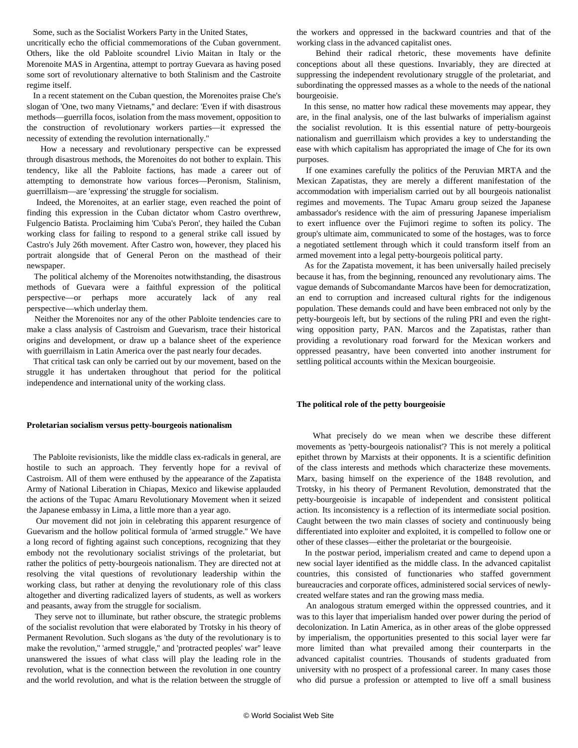Some, such as the Socialist Workers Party in the United States, uncritically echo the official commemorations of the Cuban government. Others, like the old Pabloite scoundrel Livio Maitan in Italy or the Morenoite MAS in Argentina, attempt to portray Guevara as having posed some sort of revolutionary alternative to both Stalinism and the Castroite regime itself.

In a recent statement on the Cuban question, the Morenoites praise Che's slogan of 'One, two many Vietnams," and declare: 'Even if with disastrous methods—guerrilla focos, isolation from the mass movement, opposition to the construction of revolutionary workers parties—it expressed the necessity of extending the revolution internationally."

How a necessary and revolutionary perspective can be expressed through disastrous methods, the Morenoites do not bother to explain. This tendency, like all the Pabloite factions, has made a career out of attempting to demonstrate how various forces—Peronism, Stalinism, guerrillaism—are 'expressing' the struggle for socialism.

Indeed, the Morenoites, at an earlier stage, even reached the point of finding this expression in the Cuban dictator whom Castro overthrew, Fulgencio Batista. Proclaiming him 'Cuba's Peron', they hailed the Cuban working class for failing to respond to a general strike call issued by Castro's July 26th movement. After Castro won, however, they placed his portrait alongside that of General Peron on the masthead of their newspaper.

The political alchemy of the Morenoites notwithstanding, the disastrous methods of Guevara were a faithful expression of the political perspective—or perhaps more accurately lack of any real perspective—which underlay them.

Neither the Morenoites nor any of the other Pabloite tendencies care to make a class analysis of Castroism and Guevarism, trace their historical origins and development, or draw up a balance sheet of the experience with guerrillaism in Latin America over the past nearly four decades.

That critical task can only be carried out by our movement, based on the struggle it has undertaken throughout that period for the political independence and international unity of the working class.

**Proletarian socialism versus petty-bourgeois nationalism**

The Pabloite revisionists, like the middle class ex-radicals in general, are hostile to such an approach. They fervently hope for a revival of Castroism. All of them were enthused by the appearance of the Zapatista Army of National Liberation in Chiapas, Mexico and likewise applauded the actions of the Tupac Amaru Revolutionary Movement when it seized the Japanese embassy in Lima, a little more than a year ago.

Our movement did not join in celebrating this apparent resurgence of Guevarism and the hollow political formula of 'armed struggle." We have a long record of fighting against such conceptions, recognizing that they embody not the revolutionary socialist strivings of the proletariat, but rather the politics of petty-bourgeois nationalism. They are directed not at resolving the vital questions of revolutionary leadership within the working class, but rather at denying the revolutionary role of this class altogether and diverting radicalized layers of students, as well as workers and peasants, away from the struggle for socialism.

They serve not to illuminate, but rather obscure, the strategic problems of the socialist revolution that were elaborated by Trotsky in his theory of Permanent Revolution. Such slogans as 'the duty of the revolutionary is to make the revolution," 'armed struggle," and 'protracted peoples' war" leave unanswered the issues of what class will play the leading role in the revolution, what is the connection between the revolution in one country and the world revolution, and what is the relation between the struggle of the workers and oppressed in the backward countries and that of the working class in the advanced capitalist ones.

Behind their radical rhetoric, these movements have definite conceptions about all these questions. Invariably, they are directed at suppressing the independent revolutionary struggle of the proletariat, and subordinating the oppressed masses as a whole to the needs of the national bourgeoisie.

In this sense, no matter how radical these movements may appear, they are, in the final analysis, one of the last bulwarks of imperialism against the socialist revolution. It is this essential nature of petty-bourgeois nationalism and guerrillaism which provides a key to understanding the ease with which capitalism has appropriated the image of Che for its own purposes.

If one examines carefully the politics of the Peruvian MRTA and the Mexican Zapatistas, they are merely a different manifestation of the accommodation with imperialism carried out by all bourgeois nationalist regimes and movements. The Tupac Amaru group seized the Japanese ambassador's residence with the aim of pressuring Japanese imperialism to exert influence over the Fujimori regime to soften its policy. The group's ultimate aim, communicated to some of the hostages, was to force a negotiated settlement through which it could transform itself from an armed movement into a legal petty-bourgeois political party.

As for the Zapatista movement, it has been universally hailed precisely because it has, from the beginning, renounced any revolutionary aims. The vague demands of Subcomandante Marcos have been for democratization, an end to corruption and increased cultural rights for the indigenous population. These demands could and have been embraced not only by the petty-bourgeois left, but by sections of the ruling PRI and even the right-wing opposition party, PAN. Marcos and the Zapatistas, rather than providing a revolutionary road forward for the Mexican workers and oppressed peasantry, have been converted into another instrument for settling political accounts within the Mexican bourgeoisie.

**The political role of the petty bourgeoisie**

What precisely do we mean when we describe these different movements as 'petty-bourgeois nationalist'? This is not merely a political epithet thrown by Marxists at their opponents. It is a scientific definition of the class interests and methods which characterize these movements. Marx, basing himself on the experience of the 1848 revolution, and Trotsky, in his theory of Permanent Revolution, demonstrated that the petty-bourgeoisie is incapable of independent and consistent political action. Its inconsistency is a reflection of its intermediate social position. Caught between the two main classes of society and continuously being differentiated into exploiter and exploited, it is compelled to follow one or other of these classes—either the proletariat or the bourgeoisie.

In the postwar period, imperialism created and came to depend upon a new social layer identified as the middle class. In the advanced capitalist countries, this consisted of functionaries who staffed government bureaucracies and corporate offices, administered social services of newly-created welfare states and ran the growing mass media.

An analogous stratum emerged within the oppressed countries, and it was to this layer that imperialism handed over power during the period of decolonization. In Latin America, as in other areas of the globe oppressed by imperialism, the opportunities presented to this social layer were far more limited than what prevailed among their counterparts in the advanced capitalist countries. Thousands of students graduated from university with no prospect of a professional career. In many cases those who did pursue a profession or attempted to live off a small business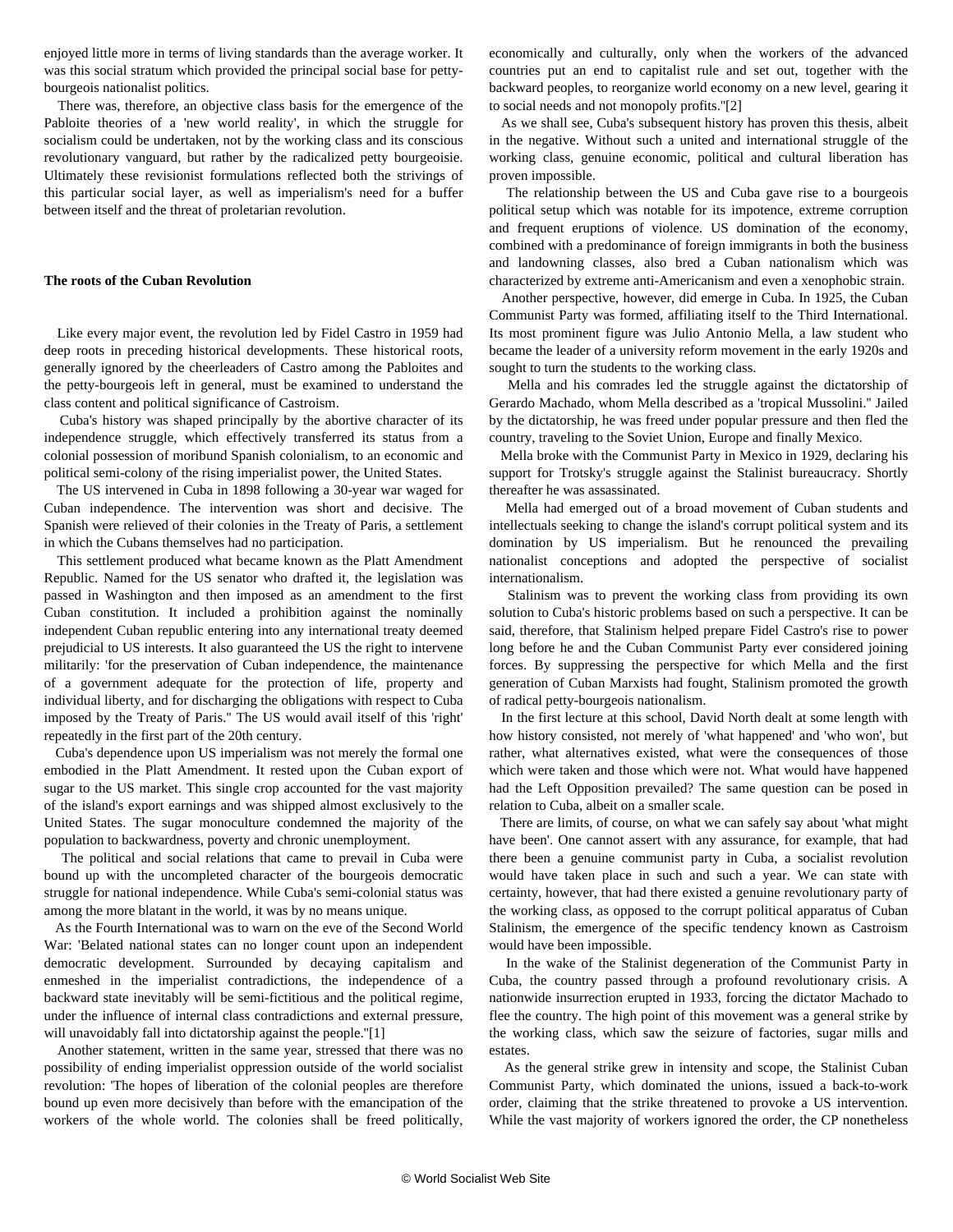enjoyed little more in terms of living standards than the average worker. It was this social stratum which provided the principal social base for petty-bourgeois nationalist politics.

There was, therefore, an objective class basis for the emergence of the Pabloite theories of a 'new world reality', in which the struggle for socialism could be undertaken, not by the working class and its conscious revolutionary vanguard, but rather by the radicalized petty bourgeoisie. Ultimately these revisionist formulations reflected both the strivings of this particular social layer, as well as imperialism's need for a buffer between itself and the threat of proletarian revolution.

**The roots of the Cuban Revolution**

Like every major event, the revolution led by Fidel Castro in 1959 had deep roots in preceding historical developments. These historical roots, generally ignored by the cheerleaders of Castro among the Pabloites and the petty-bourgeois left in general, must be examined to understand the class content and political significance of Castroism.

Cuba's history was shaped principally by the abortive character of its independence struggle, which effectively transferred its status from a colonial possession of moribund Spanish colonialism, to an economic and political semi-colony of the rising imperialist power, the United States.

The US intervened in Cuba in 1898 following a 30-year war waged for Cuban independence. The intervention was short and decisive. The Spanish were relieved of their colonies in the Treaty of Paris, a settlement in which the Cubans themselves had no participation.

This settlement produced what became known as the Platt Amendment Republic. Named for the US senator who drafted it, the legislation was passed in Washington and then imposed as an amendment to the first Cuban constitution. It included a prohibition against the nominally independent Cuban republic entering into any international treaty deemed prejudicial to US interests. It also guaranteed the US the right to intervene militarily: 'for the preservation of Cuban independence, the maintenance of a government adequate for the protection of life, property and individual liberty, and for discharging the obligations with respect to Cuba imposed by the Treaty of Paris." The US would avail itself of this 'right' repeatedly in the first part of the 20th century.

Cuba's dependence upon US imperialism was not merely the formal one embodied in the Platt Amendment. It rested upon the Cuban export of sugar to the US market. This single crop accounted for the vast majority of the island's export earnings and was shipped almost exclusively to the United States. The sugar monoculture condemned the majority of the population to backwardness, poverty and chronic unemployment.

The political and social relations that came to prevail in Cuba were bound up with the uncompleted character of the bourgeois democratic struggle for national independence. While Cuba's semi-colonial status was among the more blatant in the world, it was by no means unique.

As the Fourth International was to warn on the eve of the Second World War: 'Belated national states can no longer count upon an independent democratic development. Surrounded by decaying capitalism and enmeshed in the imperialist contradictions, the independence of a backward state inevitably will be semi-fictitious and the political regime, under the influence of internal class contradictions and external pressure, will unavoidably fall into dictatorship against the people."[1]

Another statement, written in the same year, stressed that there was no possibility of ending imperialist oppression outside of the world socialist revolution: 'The hopes of liberation of the colonial peoples are therefore bound up even more decisively than before with the emancipation of the workers of the whole world. The colonies shall be freed politically, economically and culturally, only when the workers of the advanced countries put an end to capitalist rule and set out, together with the backward peoples, to reorganize world economy on a new level, gearing it to social needs and not monopoly profits."[2]

As we shall see, Cuba's subsequent history has proven this thesis, albeit in the negative. Without such a united and international struggle of the working class, genuine economic, political and cultural liberation has proven impossible.

The relationship between the US and Cuba gave rise to a bourgeois political setup which was notable for its impotence, extreme corruption and frequent eruptions of violence. US domination of the economy, combined with a predominance of foreign immigrants in both the business and landowning classes, also bred a Cuban nationalism which was characterized by extreme anti-Americanism and even a xenophobic strain.

Another perspective, however, did emerge in Cuba. In 1925, the Cuban Communist Party was formed, affiliating itself to the Third International. Its most prominent figure was Julio Antonio Mella, a law student who became the leader of a university reform movement in the early 1920s and sought to turn the students to the working class.

Mella and his comrades led the struggle against the dictatorship of Gerardo Machado, whom Mella described as a 'tropical Mussolini." Jailed by the dictatorship, he was freed under popular pressure and then fled the country, traveling to the Soviet Union, Europe and finally Mexico.

Mella broke with the Communist Party in Mexico in 1929, declaring his support for Trotsky's struggle against the Stalinist bureaucracy. Shortly thereafter he was assassinated.

Mella had emerged out of a broad movement of Cuban students and intellectuals seeking to change the island's corrupt political system and its domination by US imperialism. But he renounced the prevailing nationalist conceptions and adopted the perspective of socialist internationalism.

Stalinism was to prevent the working class from providing its own solution to Cuba's historic problems based on such a perspective. It can be said, therefore, that Stalinism helped prepare Fidel Castro's rise to power long before he and the Cuban Communist Party ever considered joining forces. By suppressing the perspective for which Mella and the first generation of Cuban Marxists had fought, Stalinism promoted the growth of radical petty-bourgeois nationalism.

In the first lecture at this school, David North dealt at some length with how history consisted, not merely of 'what happened' and 'who won', but rather, what alternatives existed, what were the consequences of those which were taken and those which were not. What would have happened had the Left Opposition prevailed? The same question can be posed in relation to Cuba, albeit on a smaller scale.

There are limits, of course, on what we can safely say about 'what might have been'. One cannot assert with any assurance, for example, that had there been a genuine communist party in Cuba, a socialist revolution would have taken place in such and such a year. We can state with certainty, however, that had there existed a genuine revolutionary party of the working class, as opposed to the corrupt political apparatus of Cuban Stalinism, the emergence of the specific tendency known as Castroism would have been impossible.

In the wake of the Stalinist degeneration of the Communist Party in Cuba, the country passed through a profound revolutionary crisis. A nationwide insurrection erupted in 1933, forcing the dictator Machado to flee the country. The high point of this movement was a general strike by the working class, which saw the seizure of factories, sugar mills and estates.

As the general strike grew in intensity and scope, the Stalinist Cuban Communist Party, which dominated the unions, issued a back-to-work order, claiming that the strike threatened to provoke a US intervention. While the vast majority of workers ignored the order, the CP nonetheless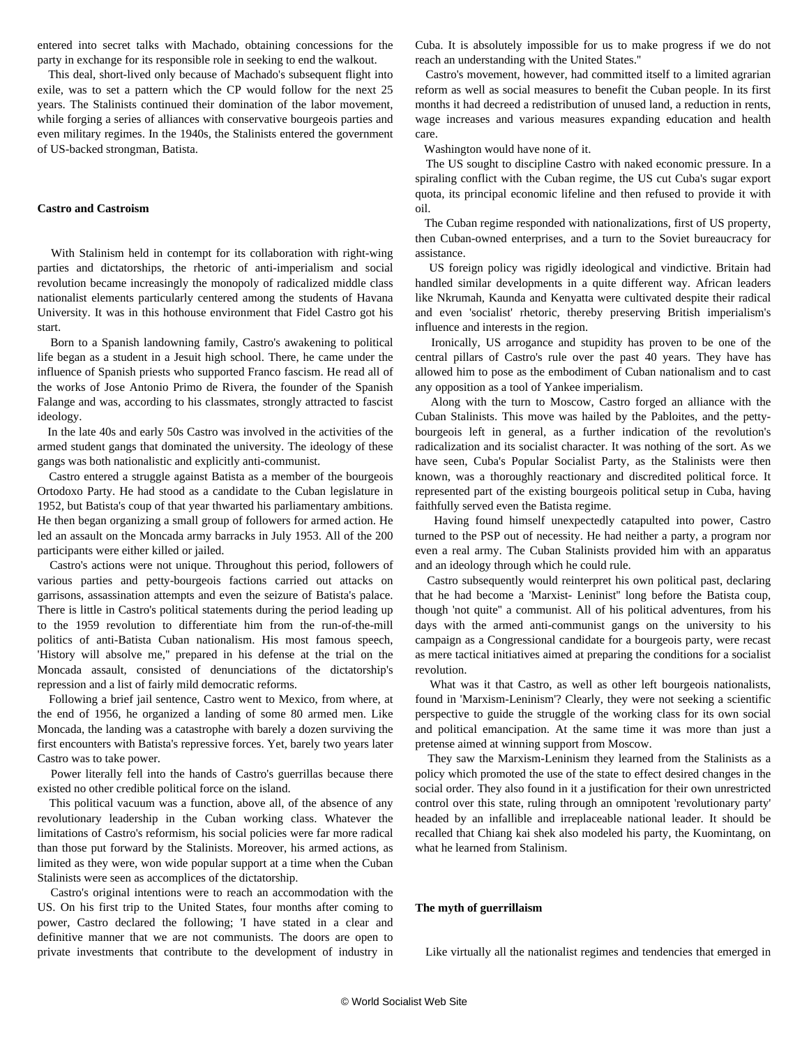entered into secret talks with Machado, obtaining concessions for the party in exchange for its responsible role in seeking to end the walkout.

This deal, short-lived only because of Machado's subsequent flight into exile, was to set a pattern which the CP would follow for the next 25 years. The Stalinists continued their domination of the labor movement, while forging a series of alliances with conservative bourgeois parties and even military regimes. In the 1940s, the Stalinists entered the government of US-backed strongman, Batista.

**Castro and Castroism**

With Stalinism held in contempt for its collaboration with right-wing parties and dictatorships, the rhetoric of anti-imperialism and social revolution became increasingly the monopoly of radicalized middle class nationalist elements particularly centered among the students of Havana University. It was in this hothouse environment that Fidel Castro got his start.

Born to a Spanish landowning family, Castro's awakening to political life began as a student in a Jesuit high school. There, he came under the influence of Spanish priests who supported Franco fascism. He read all of the works of Jose Antonio Primo de Rivera, the founder of the Spanish Falange and was, according to his classmates, strongly attracted to fascist ideology.

In the late 40s and early 50s Castro was involved in the activities of the armed student gangs that dominated the university. The ideology of these gangs was both nationalistic and explicitly anti-communist.

Castro entered a struggle against Batista as a member of the bourgeois Ortodoxo Party. He had stood as a candidate to the Cuban legislature in 1952, but Batista's coup of that year thwarted his parliamentary ambitions. He then began organizing a small group of followers for armed action. He led an assault on the Moncada army barracks in July 1953. All of the 200 participants were either killed or jailed.

Castro's actions were not unique. Throughout this period, followers of various parties and petty-bourgeois factions carried out attacks on garrisons, assassination attempts and even the seizure of Batista's palace. There is little in Castro's political statements during the period leading up to the 1959 revolution to differentiate him from the run-of-the-mill politics of anti-Batista Cuban nationalism. His most famous speech, 'History will absolve me," prepared in his defense at the trial on the Moncada assault, consisted of denunciations of the dictatorship's repression and a list of fairly mild democratic reforms.

Following a brief jail sentence, Castro went to Mexico, from where, at the end of 1956, he organized a landing of some 80 armed men. Like Moncada, the landing was a catastrophe with barely a dozen surviving the first encounters with Batista's repressive forces. Yet, barely two years later Castro was to take power.

Power literally fell into the hands of Castro's guerrillas because there existed no other credible political force on the island.

This political vacuum was a function, above all, of the absence of any revolutionary leadership in the Cuban working class. Whatever the limitations of Castro's reformism, his social policies were far more radical than those put forward by the Stalinists. Moreover, his armed actions, as limited as they were, won wide popular support at a time when the Cuban Stalinists were seen as accomplices of the dictatorship.

Castro's original intentions were to reach an accommodation with the US. On his first trip to the United States, four months after coming to power, Castro declared the following; 'I have stated in a clear and definitive manner that we are not communists. The doors are open to private investments that contribute to the development of industry in Cuba. It is absolutely impossible for us to make progress if we do not reach an understanding with the United States."

Castro's movement, however, had committed itself to a limited agrarian reform as well as social measures to benefit the Cuban people. In its first months it had decreed a redistribution of unused land, a reduction in rents, wage increases and various measures expanding education and health care.

Washington would have none of it.

The US sought to discipline Castro with naked economic pressure. In a spiraling conflict with the Cuban regime, the US cut Cuba's sugar export quota, its principal economic lifeline and then refused to provide it with oil.

The Cuban regime responded with nationalizations, first of US property, then Cuban-owned enterprises, and a turn to the Soviet bureaucracy for assistance.

US foreign policy was rigidly ideological and vindictive. Britain had handled similar developments in a quite different way. African leaders like Nkrumah, Kaunda and Kenyatta were cultivated despite their radical and even 'socialist' rhetoric, thereby preserving British imperialism's influence and interests in the region.

Ironically, US arrogance and stupidity has proven to be one of the central pillars of Castro's rule over the past 40 years. They have has allowed him to pose as the embodiment of Cuban nationalism and to cast any opposition as a tool of Yankee imperialism.

Along with the turn to Moscow, Castro forged an alliance with the Cuban Stalinists. This move was hailed by the Pabloites, and the petty-bourgeois left in general, as a further indication of the revolution's radicalization and its socialist character. It was nothing of the sort. As we have seen, Cuba's Popular Socialist Party, as the Stalinists were then known, was a thoroughly reactionary and discredited political force. It represented part of the existing bourgeois political setup in Cuba, having faithfully served even the Batista regime.

Having found himself unexpectedly catapulted into power, Castro turned to the PSP out of necessity. He had neither a party, a program nor even a real army. The Cuban Stalinists provided him with an apparatus and an ideology through which he could rule.

Castro subsequently would reinterpret his own political past, declaring that he had become a 'Marxist- Leninist" long before the Batista coup, though 'not quite" a communist. All of his political adventures, from his days with the armed anti-communist gangs on the university to his campaign as a Congressional candidate for a bourgeois party, were recast as mere tactical initiatives aimed at preparing the conditions for a socialist revolution.

What was it that Castro, as well as other left bourgeois nationalists, found in 'Marxism-Leninism'? Clearly, they were not seeking a scientific perspective to guide the struggle of the working class for its own social and political emancipation. At the same time it was more than just a pretense aimed at winning support from Moscow.

They saw the Marxism-Leninism they learned from the Stalinists as a policy which promoted the use of the state to effect desired changes in the social order. They also found in it a justification for their own unrestricted control over this state, ruling through an omnipotent 'revolutionary party' headed by an infallible and irreplaceable national leader. It should be recalled that Chiang kai shek also modeled his party, the Kuomintang, on what he learned from Stalinism.

**The myth of guerrillaism**

Like virtually all the nationalist regimes and tendencies that emerged in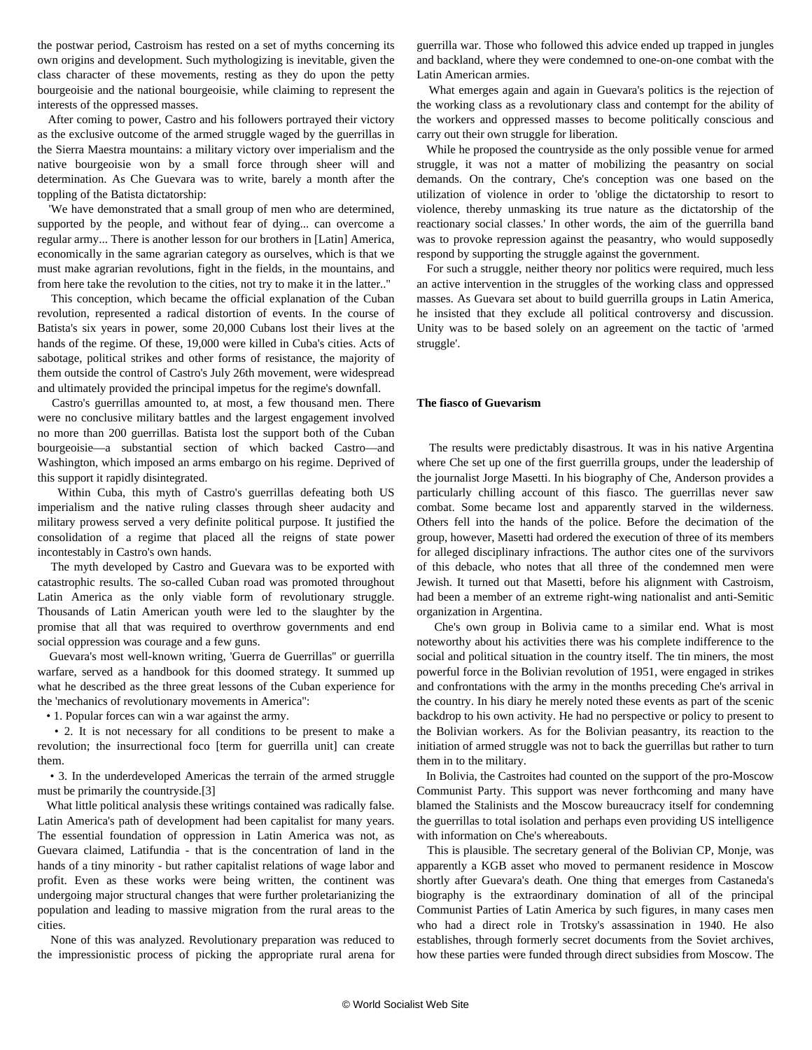the postwar period, Castroism has rested on a set of myths concerning its own origins and development. Such mythologizing is inevitable, given the class character of these movements, resting as they do upon the petty bourgeoisie and the national bourgeoisie, while claiming to represent the interests of the oppressed masses.

After coming to power, Castro and his followers portrayed their victory as the exclusive outcome of the armed struggle waged by the guerrillas in the Sierra Maestra mountains: a military victory over imperialism and the native bourgeoisie won by a small force through sheer will and determination. As Che Guevara was to write, barely a month after the toppling of the Batista dictatorship:

'We have demonstrated that a small group of men who are determined, supported by the people, and without fear of dying... can overcome a regular army... There is another lesson for our brothers in [Latin] America, economically in the same agrarian category as ourselves, which is that we must make agrarian revolutions, fight in the fields, in the mountains, and from here take the revolution to the cities, not try to make it in the latter.."

This conception, which became the official explanation of the Cuban revolution, represented a radical distortion of events. In the course of Batista's six years in power, some 20,000 Cubans lost their lives at the hands of the regime. Of these, 19,000 were killed in Cuba's cities. Acts of sabotage, political strikes and other forms of resistance, the majority of them outside the control of Castro's July 26th movement, were widespread and ultimately provided the principal impetus for the regime's downfall.

Castro's guerrillas amounted to, at most, a few thousand men. There were no conclusive military battles and the largest engagement involved no more than 200 guerrillas. Batista lost the support both of the Cuban bourgeoisie—a substantial section of which backed Castro—and Washington, which imposed an arms embargo on his regime. Deprived of this support it rapidly disintegrated.

Within Cuba, this myth of Castro's guerrillas defeating both US imperialism and the native ruling classes through sheer audacity and military prowess served a very definite political purpose. It justified the consolidation of a regime that placed all the reigns of state power incontestably in Castro's own hands.

The myth developed by Castro and Guevara was to be exported with catastrophic results. The so-called Cuban road was promoted throughout Latin America as the only viable form of revolutionary struggle. Thousands of Latin American youth were led to the slaughter by the promise that all that was required to overthrow governments and end social oppression was courage and a few guns.

Guevara's most well-known writing, 'Guerra de Guerrillas" or guerrilla warfare, served as a handbook for this doomed strategy. It summed up what he described as the three great lessons of the Cuban experience for the 'mechanics of revolutionary movements in America":

- 1. Popular forces can win a war against the army.
- 2. It is not necessary for all conditions to be present to make a revolution; the insurrectional foco [term for guerrilla unit] can create them.
- 3. In the underdeveloped Americas the terrain of the armed struggle must be primarily the countryside.[3]

What little political analysis these writings contained was radically false. Latin America's path of development had been capitalist for many years. The essential foundation of oppression in Latin America was not, as Guevara claimed, Latifundia - that is the concentration of land in the hands of a tiny minority - but rather capitalist relations of wage labor and profit. Even as these works were being written, the continent was undergoing major structural changes that were further proletarianizing the population and leading to massive migration from the rural areas to the cities.

None of this was analyzed. Revolutionary preparation was reduced to the impressionistic process of picking the appropriate rural arena for guerrilla war. Those who followed this advice ended up trapped in jungles and backland, where they were condemned to one-on-one combat with the Latin American armies.

What emerges again and again in Guevara's politics is the rejection of the working class as a revolutionary class and contempt for the ability of the workers and oppressed masses to become politically conscious and carry out their own struggle for liberation.

While he proposed the countryside as the only possible venue for armed struggle, it was not a matter of mobilizing the peasantry on social demands. On the contrary, Che's conception was one based on the utilization of violence in order to 'oblige the dictatorship to resort to violence, thereby unmasking its true nature as the dictatorship of the reactionary social classes.' In other words, the aim of the guerrilla band was to provoke repression against the peasantry, who would supposedly respond by supporting the struggle against the government.

For such a struggle, neither theory nor politics were required, much less an active intervention in the struggles of the working class and oppressed masses. As Guevara set about to build guerrilla groups in Latin America, he insisted that they exclude all political controversy and discussion. Unity was to be based solely on an agreement on the tactic of 'armed struggle'.

**The fiasco of Guevarism**

The results were predictably disastrous. It was in his native Argentina where Che set up one of the first guerrilla groups, under the leadership of the journalist Jorge Masetti. In his biography of Che, Anderson provides a particularly chilling account of this fiasco. The guerrillas never saw combat. Some became lost and apparently starved in the wilderness. Others fell into the hands of the police. Before the decimation of the group, however, Masetti had ordered the execution of three of its members for alleged disciplinary infractions. The author cites one of the survivors of this debacle, who notes that all three of the condemned men were Jewish. It turned out that Masetti, before his alignment with Castroism, had been a member of an extreme right-wing nationalist and anti-Semitic organization in Argentina.

Che's own group in Bolivia came to a similar end. What is most noteworthy about his activities there was his complete indifference to the social and political situation in the country itself. The tin miners, the most powerful force in the Bolivian revolution of 1951, were engaged in strikes and confrontations with the army in the months preceding Che's arrival in the country. In his diary he merely noted these events as part of the scenic backdrop to his own activity. He had no perspective or policy to present to the Bolivian workers. As for the Bolivian peasantry, its reaction to the initiation of armed struggle was not to back the guerrillas but rather to turn them in to the military.

In Bolivia, the Castroites had counted on the support of the pro-Moscow Communist Party. This support was never forthcoming and many have blamed the Stalinists and the Moscow bureaucracy itself for condemning the guerrillas to total isolation and perhaps even providing US intelligence with information on Che's whereabouts.

This is plausible. The secretary general of the Bolivian CP, Monje, was apparently a KGB asset who moved to permanent residence in Moscow shortly after Guevara's death. One thing that emerges from Castaneda's biography is the extraordinary domination of all of the principal Communist Parties of Latin America by such figures, in many cases men who had a direct role in Trotsky's assassination in 1940. He also establishes, through formerly secret documents from the Soviet archives, how these parties were funded through direct subsidies from Moscow. The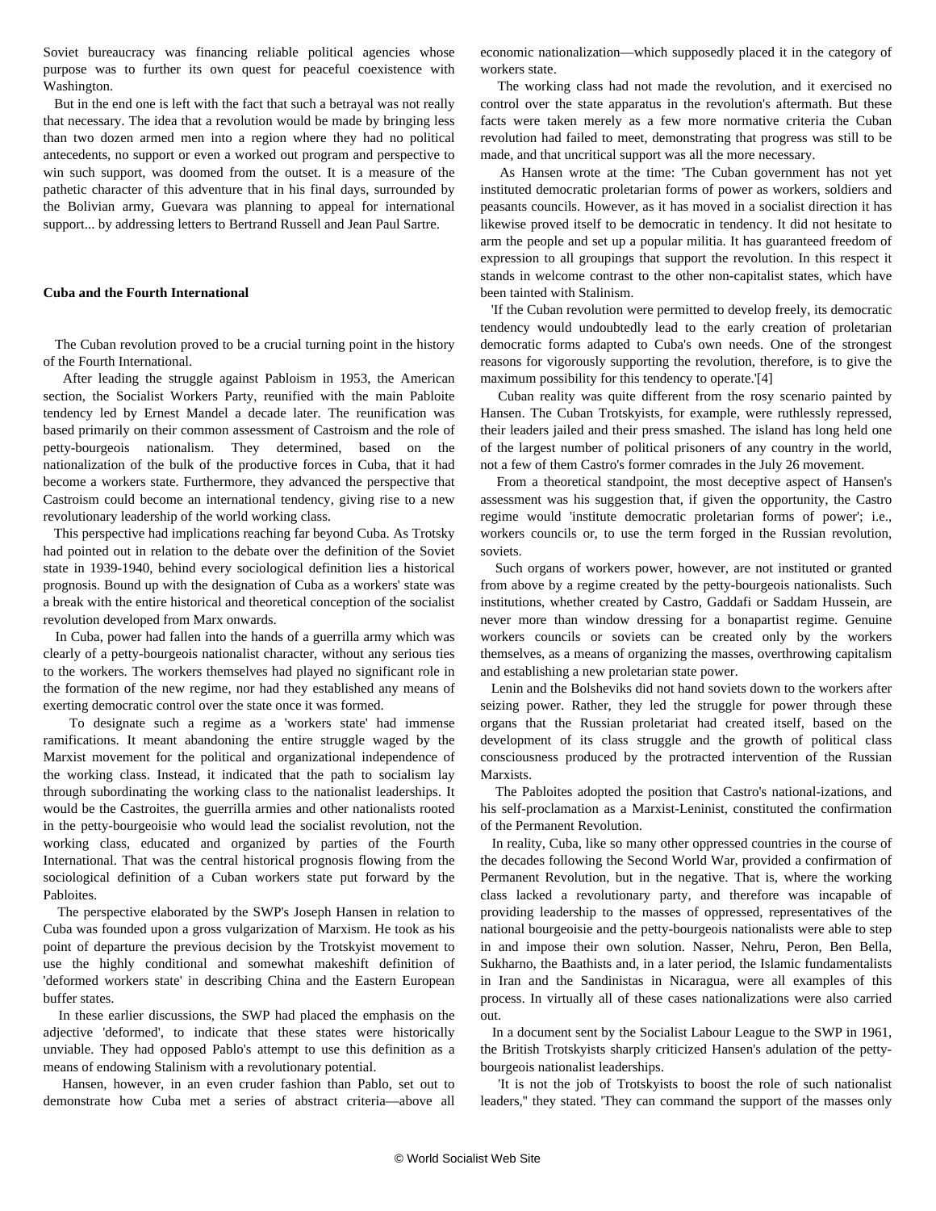Soviet bureaucracy was financing reliable political agencies whose purpose was to further its own quest for peaceful coexistence with Washington.

But in the end one is left with the fact that such a betrayal was not really that necessary. The idea that a revolution would be made by bringing less than two dozen armed men into a region where they had no political antecedents, no support or even a worked out program and perspective to win such support, was doomed from the outset. It is a measure of the pathetic character of this adventure that in his final days, surrounded by the Bolivian army, Guevara was planning to appeal for international support... by addressing letters to Bertrand Russell and Jean Paul Sartre.

**Cuba and the Fourth International**

The Cuban revolution proved to be a crucial turning point in the history of the Fourth International.

After leading the struggle against Pabloism in 1953, the American section, the Socialist Workers Party, reunified with the main Pabloite tendency led by Ernest Mandel a decade later. The reunification was based primarily on their common assessment of Castroism and the role of petty-bourgeois nationalism. They determined, based on the nationalization of the bulk of the productive forces in Cuba, that it had become a workers state. Furthermore, they advanced the perspective that Castroism could become an international tendency, giving rise to a new revolutionary leadership of the world working class.

This perspective had implications reaching far beyond Cuba. As Trotsky had pointed out in relation to the debate over the definition of the Soviet state in 1939-1940, behind every sociological definition lies a historical prognosis. Bound up with the designation of Cuba as a workers' state was a break with the entire historical and theoretical conception of the socialist revolution developed from Marx onwards.

In Cuba, power had fallen into the hands of a guerrilla army which was clearly of a petty-bourgeois nationalist character, without any serious ties to the workers. The workers themselves had played no significant role in the formation of the new regime, nor had they established any means of exerting democratic control over the state once it was formed.

To designate such a regime as a 'workers state' had immense ramifications. It meant abandoning the entire struggle waged by the Marxist movement for the political and organizational independence of the working class. Instead, it indicated that the path to socialism lay through subordinating the working class to the nationalist leaderships. It would be the Castroites, the guerrilla armies and other nationalists rooted in the petty-bourgeoisie who would lead the socialist revolution, not the working class, educated and organized by parties of the Fourth International. That was the central historical prognosis flowing from the sociological definition of a Cuban workers state put forward by the Pabloites.

The perspective elaborated by the SWP's Joseph Hansen in relation to Cuba was founded upon a gross vulgarization of Marxism. He took as his point of departure the previous decision by the Trotskyist movement to use the highly conditional and somewhat makeshift definition of 'deformed workers state' in describing China and the Eastern European buffer states.

In these earlier discussions, the SWP had placed the emphasis on the adjective 'deformed', to indicate that these states were historically unviable. They had opposed Pablo's attempt to use this definition as a means of endowing Stalinism with a revolutionary potential.

Hansen, however, in an even cruder fashion than Pablo, set out to demonstrate how Cuba met a series of abstract criteria—above all economic nationalization—which supposedly placed it in the category of workers state.

The working class had not made the revolution, and it exercised no control over the state apparatus in the revolution's aftermath. But these facts were taken merely as a few more normative criteria the Cuban revolution had failed to meet, demonstrating that progress was still to be made, and that uncritical support was all the more necessary.

As Hansen wrote at the time: 'The Cuban government has not yet instituted democratic proletarian forms of power as workers, soldiers and peasants councils. However, as it has moved in a socialist direction it has likewise proved itself to be democratic in tendency. It did not hesitate to arm the people and set up a popular militia. It has guaranteed freedom of expression to all groupings that support the revolution. In this respect it stands in welcome contrast to the other non-capitalist states, which have been tainted with Stalinism.

'If the Cuban revolution were permitted to develop freely, its democratic tendency would undoubtedly lead to the early creation of proletarian democratic forms adapted to Cuba's own needs. One of the strongest reasons for vigorously supporting the revolution, therefore, is to give the maximum possibility for this tendency to operate.'[4]

Cuban reality was quite different from the rosy scenario painted by Hansen. The Cuban Trotskyists, for example, were ruthlessly repressed, their leaders jailed and their press smashed. The island has long held one of the largest number of political prisoners of any country in the world, not a few of them Castro's former comrades in the July 26 movement.

From a theoretical standpoint, the most deceptive aspect of Hansen's assessment was his suggestion that, if given the opportunity, the Castro regime would 'institute democratic proletarian forms of power'; i.e., workers councils or, to use the term forged in the Russian revolution, soviets.

Such organs of workers power, however, are not instituted or granted from above by a regime created by the petty-bourgeois nationalists. Such institutions, whether created by Castro, Gaddafi or Saddam Hussein, are never more than window dressing for a bonapartist regime. Genuine workers councils or soviets can be created only by the workers themselves, as a means of organizing the masses, overthrowing capitalism and establishing a new proletarian state power.

Lenin and the Bolsheviks did not hand soviets down to the workers after seizing power. Rather, they led the struggle for power through these organs that the Russian proletariat had created itself, based on the development of its class struggle and the growth of political class consciousness produced by the protracted intervention of the Russian Marxists.

The Pabloites adopted the position that Castro's national-izations, and his self-proclamation as a Marxist-Leninist, constituted the confirmation of the Permanent Revolution.

In reality, Cuba, like so many other oppressed countries in the course of the decades following the Second World War, provided a confirmation of Permanent Revolution, but in the negative. That is, where the working class lacked a revolutionary party, and therefore was incapable of providing leadership to the masses of oppressed, representatives of the national bourgeoisie and the petty-bourgeois nationalists were able to step in and impose their own solution. Nasser, Nehru, Peron, Ben Bella, Sukharno, the Baathists and, in a later period, the Islamic fundamentalists in Iran and the Sandinistas in Nicaragua, were all examples of this process. In virtually all of these cases nationalizations were also carried out.

In a document sent by the Socialist Labour League to the SWP in 1961, the British Trotskyists sharply criticized Hansen's adulation of the petty-bourgeois nationalist leaderships.

'It is not the job of Trotskyists to boost the role of such nationalist leaders," they stated. 'They can command the support of the masses only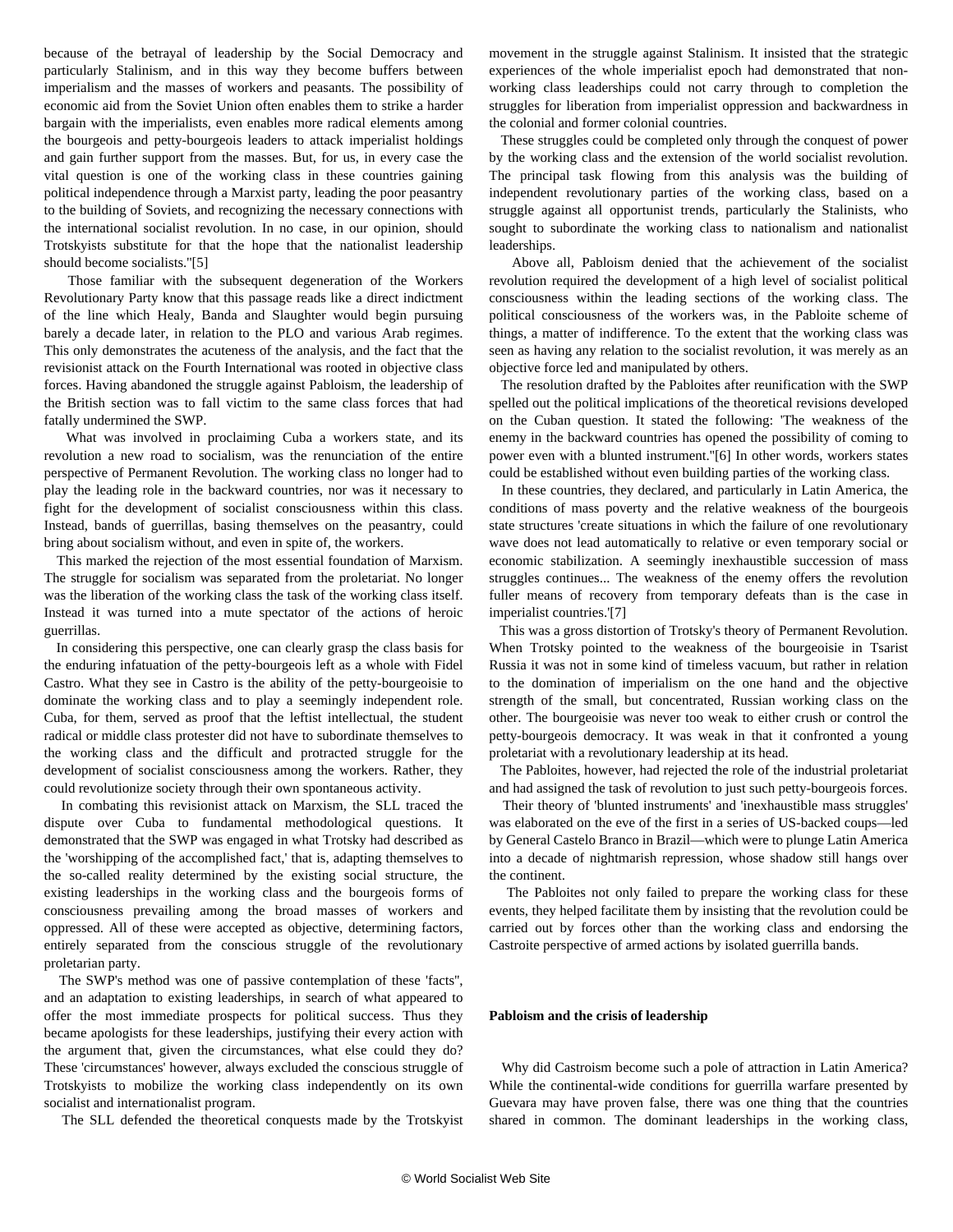because of the betrayal of leadership by the Social Democracy and particularly Stalinism, and in this way they become buffers between imperialism and the masses of workers and peasants. The possibility of economic aid from the Soviet Union often enables them to strike a harder bargain with the imperialists, even enables more radical elements among the bourgeois and petty-bourgeois leaders to attack imperialist holdings and gain further support from the masses. But, for us, in every case the vital question is one of the working class in these countries gaining political independence through a Marxist party, leading the poor peasantry to the building of Soviets, and recognizing the necessary connections with the international socialist revolution. In no case, in our opinion, should Trotskyists substitute for that the hope that the nationalist leadership should become socialists."[5]

Those familiar with the subsequent degeneration of the Workers Revolutionary Party know that this passage reads like a direct indictment of the line which Healy, Banda and Slaughter would begin pursuing barely a decade later, in relation to the PLO and various Arab regimes. This only demonstrates the acuteness of the analysis, and the fact that the revisionist attack on the Fourth International was rooted in objective class forces. Having abandoned the struggle against Pabloism, the leadership of the British section was to fall victim to the same class forces that had fatally undermined the SWP.

What was involved in proclaiming Cuba a workers state, and its revolution a new road to socialism, was the renunciation of the entire perspective of Permanent Revolution. The working class no longer had to play the leading role in the backward countries, nor was it necessary to fight for the development of socialist consciousness within this class. Instead, bands of guerrillas, basing themselves on the peasantry, could bring about socialism without, and even in spite of, the workers.

This marked the rejection of the most essential foundation of Marxism. The struggle for socialism was separated from the proletariat. No longer was the liberation of the working class the task of the working class itself. Instead it was turned into a mute spectator of the actions of heroic guerrillas.

In considering this perspective, one can clearly grasp the class basis for the enduring infatuation of the petty-bourgeois left as a whole with Fidel Castro. What they see in Castro is the ability of the petty-bourgeoisie to dominate the working class and to play a seemingly independent role. Cuba, for them, served as proof that the leftist intellectual, the student radical or middle class protester did not have to subordinate themselves to the working class and the difficult and protracted struggle for the development of socialist consciousness among the workers. Rather, they could revolutionize society through their own spontaneous activity.

In combating this revisionist attack on Marxism, the SLL traced the dispute over Cuba to fundamental methodological questions. It demonstrated that the SWP was engaged in what Trotsky had described as the 'worshipping of the accomplished fact,' that is, adapting themselves to the so-called reality determined by the existing social structure, the existing leaderships in the working class and the bourgeois forms of consciousness prevailing among the broad masses of workers and oppressed. All of these were accepted as objective, determining factors, entirely separated from the conscious struggle of the revolutionary proletarian party.

The SWP's method was one of passive contemplation of these 'facts", and an adaptation to existing leaderships, in search of what appeared to offer the most immediate prospects for political success. Thus they became apologists for these leaderships, justifying their every action with the argument that, given the circumstances, what else could they do? These 'circumstances' however, always excluded the conscious struggle of Trotskyists to mobilize the working class independently on its own socialist and internationalist program.

The SLL defended the theoretical conquests made by the Trotskyist movement in the struggle against Stalinism. It insisted that the strategic experiences of the whole imperialist epoch had demonstrated that non-working class leaderships could not carry through to completion the struggles for liberation from imperialist oppression and backwardness in the colonial and former colonial countries.

These struggles could be completed only through the conquest of power by the working class and the extension of the world socialist revolution. The principal task flowing from this analysis was the building of independent revolutionary parties of the working class, based on a struggle against all opportunist trends, particularly the Stalinists, who sought to subordinate the working class to nationalism and nationalist leaderships.

Above all, Pabloism denied that the achievement of the socialist revolution required the development of a high level of socialist political consciousness within the leading sections of the working class. The political consciousness of the workers was, in the Pabloite scheme of things, a matter of indifference. To the extent that the working class was seen as having any relation to the socialist revolution, it was merely as an objective force led and manipulated by others.

The resolution drafted by the Pabloites after reunification with the SWP spelled out the political implications of the theoretical revisions developed on the Cuban question. It stated the following: 'The weakness of the enemy in the backward countries has opened the possibility of coming to power even with a blunted instrument."[6] In other words, workers states could be established without even building parties of the working class.

In these countries, they declared, and particularly in Latin America, the conditions of mass poverty and the relative weakness of the bourgeois state structures 'create situations in which the failure of one revolutionary wave does not lead automatically to relative or even temporary social or economic stabilization. A seemingly inexhaustible succession of mass struggles continues... The weakness of the enemy offers the revolution fuller means of recovery from temporary defeats than is the case in imperialist countries.'[7]

This was a gross distortion of Trotsky's theory of Permanent Revolution. When Trotsky pointed to the weakness of the bourgeoisie in Tsarist Russia it was not in some kind of timeless vacuum, but rather in relation to the domination of imperialism on the one hand and the objective strength of the small, but concentrated, Russian working class on the other. The bourgeoisie was never too weak to either crush or control the petty-bourgeois democracy. It was weak in that it confronted a young proletariat with a revolutionary leadership at its head.

The Pabloites, however, had rejected the role of the industrial proletariat and had assigned the task of revolution to just such petty-bourgeois forces.

Their theory of 'blunted instruments' and 'inexhaustible mass struggles' was elaborated on the eve of the first in a series of US-backed coups—led by General Castelo Branco in Brazil—which were to plunge Latin America into a decade of nightmarish repression, whose shadow still hangs over the continent.

The Pabloites not only failed to prepare the working class for these events, they helped facilitate them by insisting that the revolution could be carried out by forces other than the working class and endorsing the Castroite perspective of armed actions by isolated guerrilla bands.

**Pabloism and the crisis of leadership**

Why did Castroism become such a pole of attraction in Latin America? While the continental-wide conditions for guerrilla warfare presented by Guevara may have proven false, there was one thing that the countries shared in common. The dominant leaderships in the working class,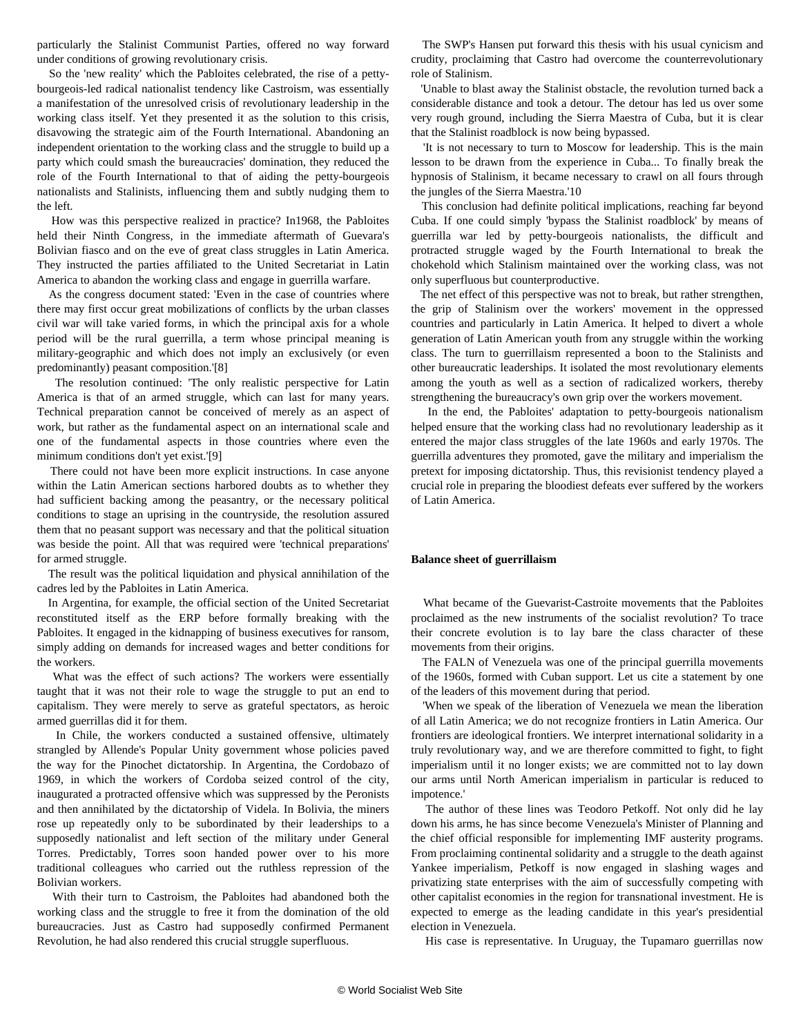particularly the Stalinist Communist Parties, offered no way forward under conditions of growing revolutionary crisis.

So the 'new reality' which the Pabloites celebrated, the rise of a petty-bourgeois-led radical nationalist tendency like Castroism, was essentially a manifestation of the unresolved crisis of revolutionary leadership in the working class itself. Yet they presented it as the solution to this crisis, disavowing the strategic aim of the Fourth International. Abandoning an independent orientation to the working class and the struggle to build up a party which could smash the bureaucracies' domination, they reduced the role of the Fourth International to that of aiding the petty-bourgeois nationalists and Stalinists, influencing them and subtly nudging them to the left.

How was this perspective realized in practice? In1968, the Pabloites held their Ninth Congress, in the immediate aftermath of Guevara's Bolivian fiasco and on the eve of great class struggles in Latin America. They instructed the parties affiliated to the United Secretariat in Latin America to abandon the working class and engage in guerrilla warfare.

As the congress document stated: 'Even in the case of countries where there may first occur great mobilizations of conflicts by the urban classes civil war will take varied forms, in which the principal axis for a whole period will be the rural guerrilla, a term whose principal meaning is military-geographic and which does not imply an exclusively (or even predominantly) peasant composition.'[8]

The resolution continued: 'The only realistic perspective for Latin America is that of an armed struggle, which can last for many years. Technical preparation cannot be conceived of merely as an aspect of work, but rather as the fundamental aspect on an international scale and one of the fundamental aspects in those countries where even the minimum conditions don't yet exist.'[9]

There could not have been more explicit instructions. In case anyone within the Latin American sections harbored doubts as to whether they had sufficient backing among the peasantry, or the necessary political conditions to stage an uprising in the countryside, the resolution assured them that no peasant support was necessary and that the political situation was beside the point. All that was required were 'technical preparations' for armed struggle.

The result was the political liquidation and physical annihilation of the cadres led by the Pabloites in Latin America.

In Argentina, for example, the official section of the United Secretariat reconstituted itself as the ERP before formally breaking with the Pabloites. It engaged in the kidnapping of business executives for ransom, simply adding on demands for increased wages and better conditions for the workers.

What was the effect of such actions? The workers were essentially taught that it was not their role to wage the struggle to put an end to capitalism. They were merely to serve as grateful spectators, as heroic armed guerrillas did it for them.

In Chile, the workers conducted a sustained offensive, ultimately strangled by Allende's Popular Unity government whose policies paved the way for the Pinochet dictatorship. In Argentina, the Cordobazo of 1969, in which the workers of Cordoba seized control of the city, inaugurated a protracted offensive which was suppressed by the Peronists and then annihilated by the dictatorship of Videla. In Bolivia, the miners rose up repeatedly only to be subordinated by their leaderships to a supposedly nationalist and left section of the military under General Torres. Predictably, Torres soon handed power over to his more traditional colleagues who carried out the ruthless repression of the Bolivian workers.

With their turn to Castroism, the Pabloites had abandoned both the working class and the struggle to free it from the domination of the old bureaucracies. Just as Castro had supposedly confirmed Permanent Revolution, he had also rendered this crucial struggle superfluous.

The SWP's Hansen put forward this thesis with his usual cynicism and crudity, proclaiming that Castro had overcome the counterrevolutionary role of Stalinism.

'Unable to blast away the Stalinist obstacle, the revolution turned back a considerable distance and took a detour. The detour has led us over some very rough ground, including the Sierra Maestra of Cuba, but it is clear that the Stalinist roadblock is now being bypassed.

'It is not necessary to turn to Moscow for leadership. This is the main lesson to be drawn from the experience in Cuba... To finally break the hypnosis of Stalinism, it became necessary to crawl on all fours through the jungles of the Sierra Maestra.'10

This conclusion had definite political implications, reaching far beyond Cuba. If one could simply 'bypass the Stalinist roadblock' by means of guerrilla war led by petty-bourgeois nationalists, the difficult and protracted struggle waged by the Fourth International to break the chokehold which Stalinism maintained over the working class, was not only superfluous but counterproductive.

The net effect of this perspective was not to break, but rather strengthen, the grip of Stalinism over the workers' movement in the oppressed countries and particularly in Latin America. It helped to divert a whole generation of Latin American youth from any struggle within the working class. The turn to guerrillaism represented a boon to the Stalinists and other bureaucratic leaderships. It isolated the most revolutionary elements among the youth as well as a section of radicalized workers, thereby strengthening the bureaucracy's own grip over the workers movement.

In the end, the Pabloites' adaptation to petty-bourgeois nationalism helped ensure that the working class had no revolutionary leadership as it entered the major class struggles of the late 1960s and early 1970s. The guerrilla adventures they promoted, gave the military and imperialism the pretext for imposing dictatorship. Thus, this revisionist tendency played a crucial role in preparing the bloodiest defeats ever suffered by the workers of Latin America.

**Balance sheet of guerrillaism**

What became of the Guevarist-Castroite movements that the Pabloites proclaimed as the new instruments of the socialist revolution? To trace their concrete evolution is to lay bare the class character of these movements from their origins.

The FALN of Venezuela was one of the principal guerrilla movements of the 1960s, formed with Cuban support. Let us cite a statement by one of the leaders of this movement during that period.

'When we speak of the liberation of Venezuela we mean the liberation of all Latin America; we do not recognize frontiers in Latin America. Our frontiers are ideological frontiers. We interpret international solidarity in a truly revolutionary way, and we are therefore committed to fight, to fight imperialism until it no longer exists; we are committed not to lay down our arms until North American imperialism in particular is reduced to impotence.'

The author of these lines was Teodoro Petkoff. Not only did he lay down his arms, he has since become Venezuela's Minister of Planning and the chief official responsible for implementing IMF austerity programs. From proclaiming continental solidarity and a struggle to the death against Yankee imperialism, Petkoff is now engaged in slashing wages and privatizing state enterprises with the aim of successfully competing with other capitalist economies in the region for transnational investment. He is expected to emerge as the leading candidate in this year's presidential election in Venezuela.

His case is representative. In Uruguay, the Tupamaro guerrillas now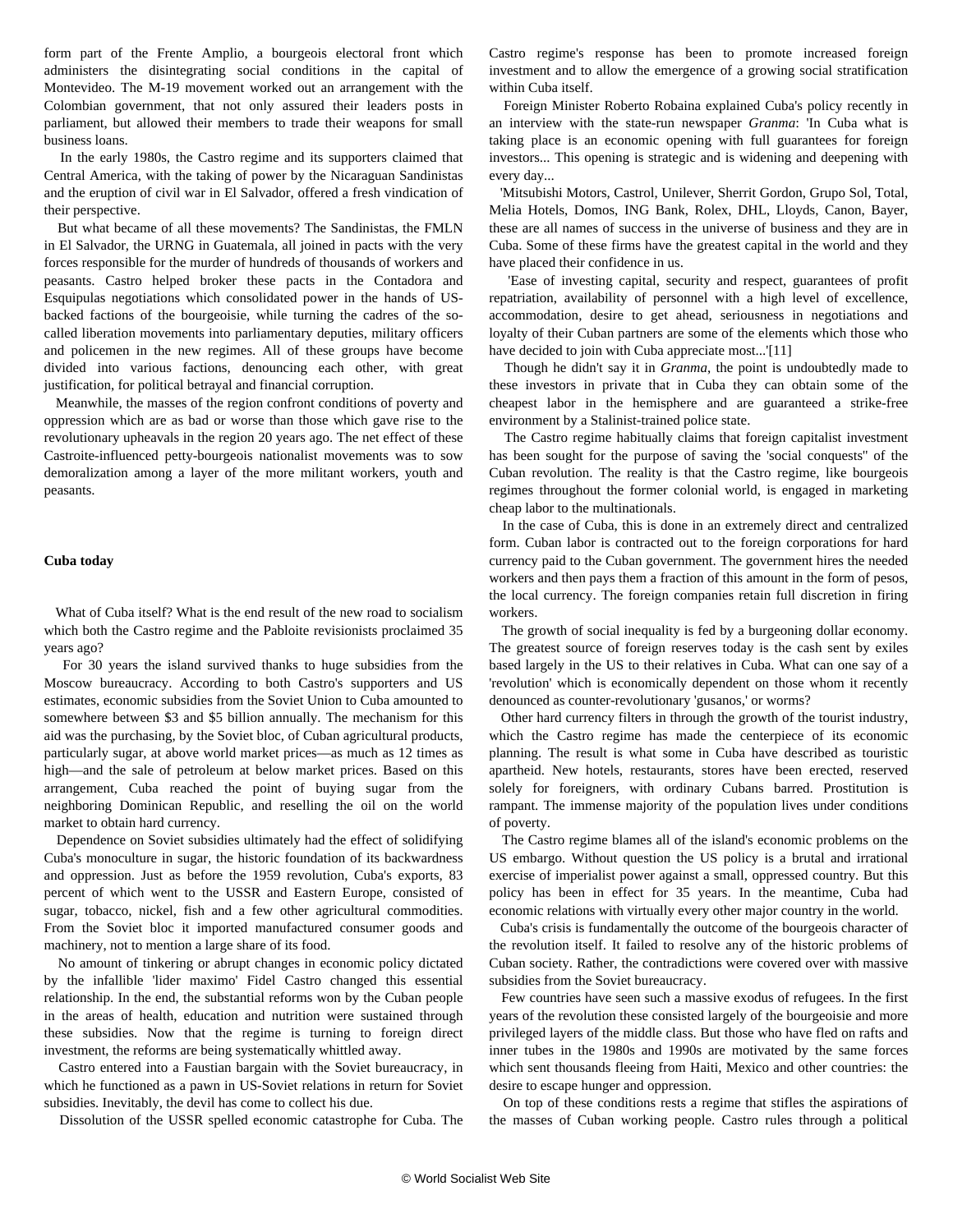form part of the Frente Amplio, a bourgeois electoral front which administers the disintegrating social conditions in the capital of Montevideo. The M-19 movement worked out an arrangement with the Colombian government, that not only assured their leaders posts in parliament, but allowed their members to trade their weapons for small business loans.

In the early 1980s, the Castro regime and its supporters claimed that Central America, with the taking of power by the Nicaraguan Sandinistas and the eruption of civil war in El Salvador, offered a fresh vindication of their perspective.

But what became of all these movements? The Sandinistas, the FMLN in El Salvador, the URNG in Guatemala, all joined in pacts with the very forces responsible for the murder of hundreds of thousands of workers and peasants. Castro helped broker these pacts in the Contadora and Esquipulas negotiations which consolidated power in the hands of US-backed factions of the bourgeoisie, while turning the cadres of the so-called liberation movements into parliamentary deputies, military officers and policemen in the new regimes. All of these groups have become divided into various factions, denouncing each other, with great justification, for political betrayal and financial corruption.

Meanwhile, the masses of the region confront conditions of poverty and oppression which are as bad or worse than those which gave rise to the revolutionary upheavals in the region 20 years ago. The net effect of these Castroite-influenced petty-bourgeois nationalist movements was to sow demoralization among a layer of the more militant workers, youth and peasants.

**Cuba today**

What of Cuba itself? What is the end result of the new road to socialism which both the Castro regime and the Pabloite revisionists proclaimed 35 years ago?

For 30 years the island survived thanks to huge subsidies from the Moscow bureaucracy. According to both Castro's supporters and US estimates, economic subsidies from the Soviet Union to Cuba amounted to somewhere between $3 and $5 billion annually. The mechanism for this aid was the purchasing, by the Soviet bloc, of Cuban agricultural products, particularly sugar, at above world market prices—as much as 12 times as high—and the sale of petroleum at below market prices. Based on this arrangement, Cuba reached the point of buying sugar from the neighboring Dominican Republic, and reselling the oil on the world market to obtain hard currency.

Dependence on Soviet subsidies ultimately had the effect of solidifying Cuba's monoculture in sugar, the historic foundation of its backwardness and oppression. Just as before the 1959 revolution, Cuba's exports, 83 percent of which went to the USSR and Eastern Europe, consisted of sugar, tobacco, nickel, fish and a few other agricultural commodities. From the Soviet bloc it imported manufactured consumer goods and machinery, not to mention a large share of its food.

No amount of tinkering or abrupt changes in economic policy dictated by the infallible 'lider maximo' Fidel Castro changed this essential relationship. In the end, the substantial reforms won by the Cuban people in the areas of health, education and nutrition were sustained through these subsidies. Now that the regime is turning to foreign direct investment, the reforms are being systematically whittled away.

Castro entered into a Faustian bargain with the Soviet bureaucracy, in which he functioned as a pawn in US-Soviet relations in return for Soviet subsidies. Inevitably, the devil has come to collect his due.

Dissolution of the USSR spelled economic catastrophe for Cuba. The Castro regime's response has been to promote increased foreign investment and to allow the emergence of a growing social stratification within Cuba itself.

Foreign Minister Roberto Robaina explained Cuba's policy recently in an interview with the state-run newspaper *Granma*: 'In Cuba what is taking place is an economic opening with full guarantees for foreign investors... This opening is strategic and is widening and deepening with every day...

'Mitsubishi Motors, Castrol, Unilever, Sherrit Gordon, Grupo Sol, Total, Melia Hotels, Domos, ING Bank, Rolex, DHL, Lloyds, Canon, Bayer, these are all names of success in the universe of business and they are in Cuba. Some of these firms have the greatest capital in the world and they have placed their confidence in us.

'Ease of investing capital, security and respect, guarantees of profit repatriation, availability of personnel with a high level of excellence, accommodation, desire to get ahead, seriousness in negotiations and loyalty of their Cuban partners are some of the elements which those who have decided to join with Cuba appreciate most...'[11]

Though he didn't say it in *Granma*, the point is undoubtedly made to these investors in private that in Cuba they can obtain some of the cheapest labor in the hemisphere and are guaranteed a strike-free environment by a Stalinist-trained police state.

The Castro regime habitually claims that foreign capitalist investment has been sought for the purpose of saving the 'social conquests" of the Cuban revolution. The reality is that the Castro regime, like bourgeois regimes throughout the former colonial world, is engaged in marketing cheap labor to the multinationals.

In the case of Cuba, this is done in an extremely direct and centralized form. Cuban labor is contracted out to the foreign corporations for hard currency paid to the Cuban government. The government hires the needed workers and then pays them a fraction of this amount in the form of pesos, the local currency. The foreign companies retain full discretion in firing workers.

The growth of social inequality is fed by a burgeoning dollar economy. The greatest source of foreign reserves today is the cash sent by exiles based largely in the US to their relatives in Cuba. What can one say of a 'revolution' which is economically dependent on those whom it recently denounced as counter-revolutionary 'gusanos,' or worms?

Other hard currency filters in through the growth of the tourist industry, which the Castro regime has made the centerpiece of its economic planning. The result is what some in Cuba have described as touristic apartheid. New hotels, restaurants, stores have been erected, reserved solely for foreigners, with ordinary Cubans barred. Prostitution is rampant. The immense majority of the population lives under conditions of poverty.

The Castro regime blames all of the island's economic problems on the US embargo. Without question the US policy is a brutal and irrational exercise of imperialist power against a small, oppressed country. But this policy has been in effect for 35 years. In the meantime, Cuba had economic relations with virtually every other major country in the world.

Cuba's crisis is fundamentally the outcome of the bourgeois character of the revolution itself. It failed to resolve any of the historic problems of Cuban society. Rather, the contradictions were covered over with massive subsidies from the Soviet bureaucracy.

Few countries have seen such a massive exodus of refugees. In the first years of the revolution these consisted largely of the bourgeoisie and more privileged layers of the middle class. But those who have fled on rafts and inner tubes in the 1980s and 1990s are motivated by the same forces which sent thousands fleeing from Haiti, Mexico and other countries: the desire to escape hunger and oppression.

On top of these conditions rests a regime that stifles the aspirations of the masses of Cuban working people. Castro rules through a political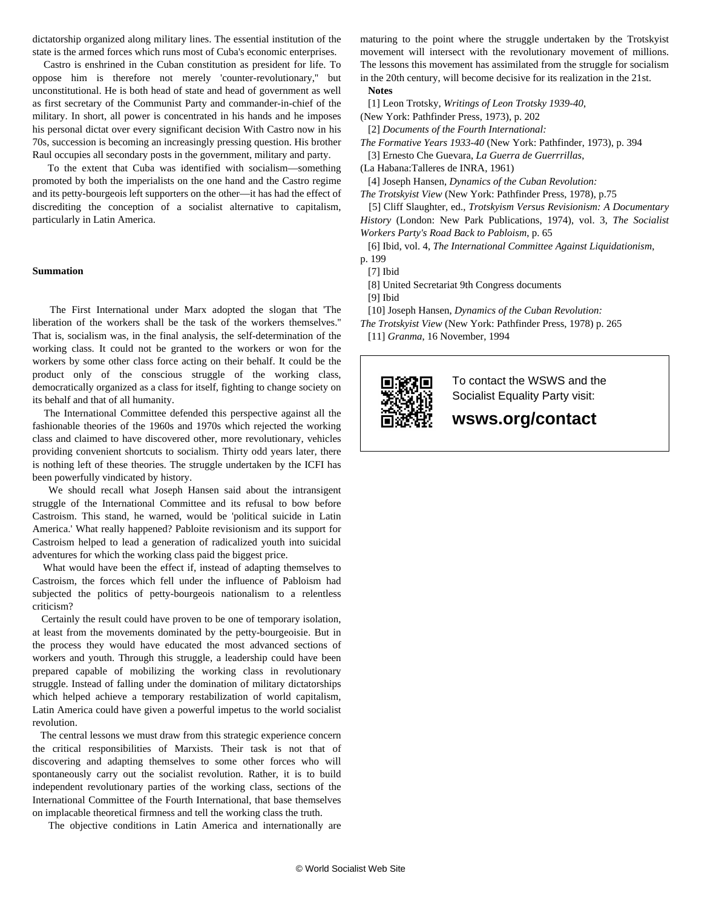dictatorship organized along military lines. The essential institution of the state is the armed forces which runs most of Cuba's economic enterprises.

Castro is enshrined in the Cuban constitution as president for life. To oppose him is therefore not merely 'counter-revolutionary," but unconstitutional. He is both head of state and head of government as well as first secretary of the Communist Party and commander-in-chief of the military. In short, all power is concentrated in his hands and he imposes his personal dictat over every significant decision With Castro now in his 70s, succession is becoming an increasingly pressing question. His brother Raul occupies all secondary posts in the government, military and party.

To the extent that Cuba was identified with socialism—something promoted by both the imperialists on the one hand and the Castro regime and its petty-bourgeois left supporters on the other—it has had the effect of discrediting the conception of a socialist alternative to capitalism, particularly in Latin America.

**Summation**

The First International under Marx adopted the slogan that 'The liberation of the workers shall be the task of the workers themselves." That is, socialism was, in the final analysis, the self-determination of the working class. It could not be granted to the workers or won for the workers by some other class force acting on their behalf. It could be the product only of the conscious struggle of the working class, democratically organized as a class for itself, fighting to change society on its behalf and that of all humanity.

The International Committee defended this perspective against all the fashionable theories of the 1960s and 1970s which rejected the working class and claimed to have discovered other, more revolutionary, vehicles providing convenient shortcuts to socialism. Thirty odd years later, there is nothing left of these theories. The struggle undertaken by the ICFI has been powerfully vindicated by history.

We should recall what Joseph Hansen said about the intransigent struggle of the International Committee and its refusal to bow before Castroism. This stand, he warned, would be 'political suicide in Latin America.' What really happened? Pabloite revisionism and its support for Castroism helped to lead a generation of radicalized youth into suicidal adventures for which the working class paid the biggest price.

What would have been the effect if, instead of adapting themselves to Castroism, the forces which fell under the influence of Pabloism had subjected the politics of petty-bourgeois nationalism to a relentless criticism?

Certainly the result could have proven to be one of temporary isolation, at least from the movements dominated by the petty-bourgeoisie. But in the process they would have educated the most advanced sections of workers and youth. Through this struggle, a leadership could have been prepared capable of mobilizing the working class in revolutionary struggle. Instead of falling under the domination of military dictatorships which helped achieve a temporary restabilization of world capitalism, Latin America could have given a powerful impetus to the world socialist revolution.

The central lessons we must draw from this strategic experience concern the critical responsibilities of Marxists. Their task is not that of discovering and adapting themselves to some other forces who will spontaneously carry out the socialist revolution. Rather, it is to build independent revolutionary parties of the working class, sections of the International Committee of the Fourth International, that base themselves on implacable theoretical firmness and tell the working class the truth.

The objective conditions in Latin America and internationally are maturing to the point where the struggle undertaken by the Trotskyist movement will intersect with the revolutionary movement of millions. The lessons this movement has assimilated from the struggle for socialism in the 20th century, will become decisive for its realization in the 21st.

**Notes**

[1] Leon Trotsky, *Writings of Leon Trotsky 1939-40*, (New York: Pathfinder Press, 1973), p. 202

[2] *Documents of the Fourth International: The Formative Years 1933-40* (New York: Pathfinder, 1973), p. 394

[3] Ernesto Che Guevara, *La Guerra de Guerrrillas*, (La Habana:Talleres de INRA, 1961)

[4] Joseph Hansen, *Dynamics of the Cuban Revolution: The Trotskyist View* (New York: Pathfinder Press, 1978), p.75

[5] Cliff Slaughter, ed., *Trotskyism Versus Revisionism: A Documentary History* (London: New Park Publications, 1974), vol. 3, *The Socialist Workers Party's Road Back to Pabloism*, p. 65

[6] Ibid, vol. 4, *The International Committee Against Liquidationism*, p. 199

[7] Ibid

[8] United Secretariat 9th Congress documents

[9] Ibid

[10] Joseph Hansen, *Dynamics of the Cuban Revolution: The Trotskyist View* (New York: Pathfinder Press, 1978) p. 265

[11] *Granma*, 16 November, 1994

To contact the WSWS and the Socialist Equality Party visit:

**wsws.org/contact**